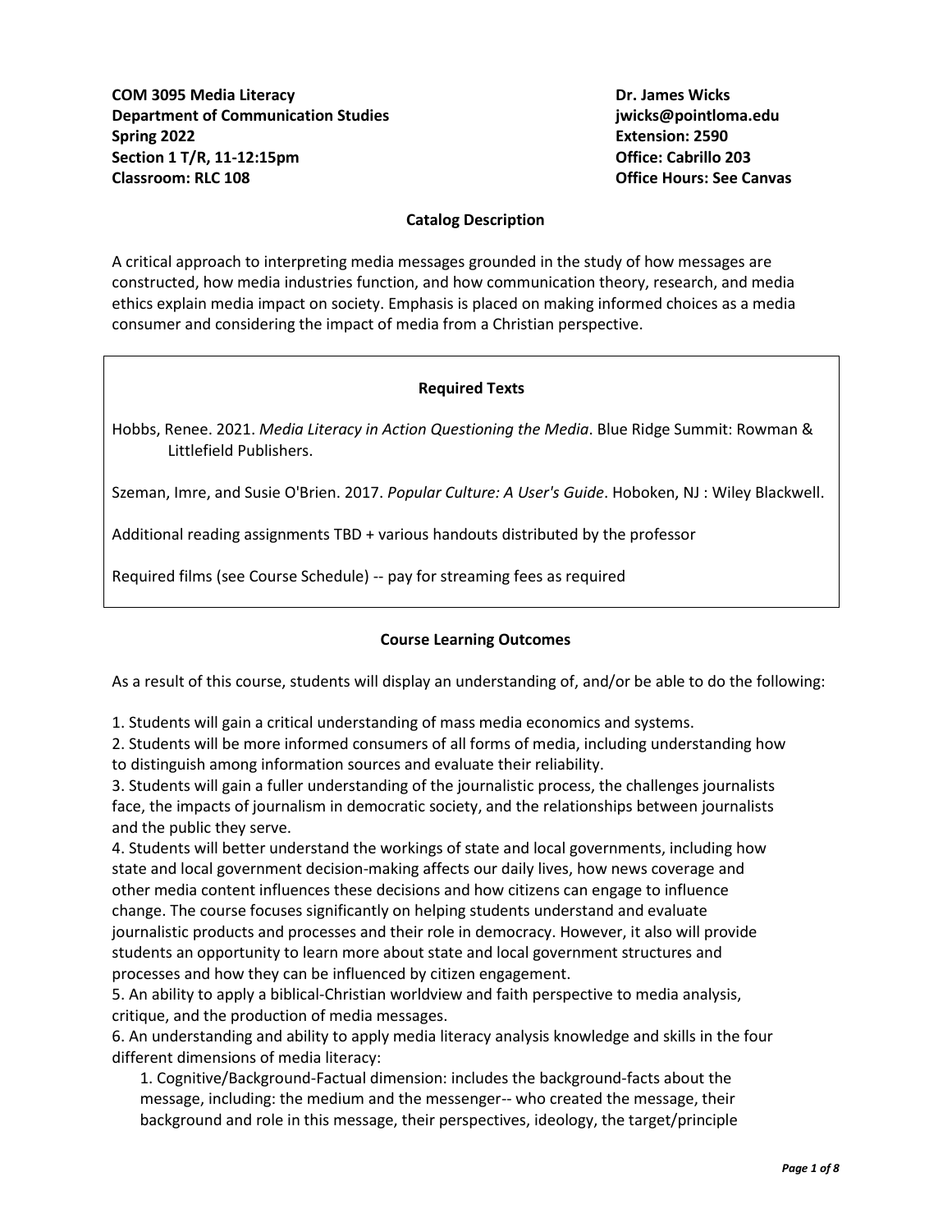**COM 3095 Media Literacy**
**Department of Communication Studies**
**Spring 2022**
**Section 1 T/R, 11-12:15pm**
**Classroom: RLC 108**

**Dr. James Wicks**
**jwicks@pointloma.edu**
**Extension: 2590**
**Office: Cabrillo 203**
**Office Hours: See Canvas**

## Catalog Description

A critical approach to interpreting media messages grounded in the study of how messages are constructed, how media industries function, and how communication theory, research, and media ethics explain media impact on society. Emphasis is placed on making informed choices as a media consumer and considering the impact of media from a Christian perspective.

## Required Texts

Hobbs, Renee. 2021. *Media Literacy in Action Questioning the Media*. Blue Ridge Summit: Rowman & Littlefield Publishers.

Szeman, Imre, and Susie O'Brien. 2017. *Popular Culture: A User's Guide*. Hoboken, NJ : Wiley Blackwell.

Additional reading assignments TBD + various handouts distributed by the professor

Required films (see Course Schedule) -- pay for streaming fees as required

## Course Learning Outcomes

As a result of this course, students will display an understanding of, and/or be able to do the following:

1. Students will gain a critical understanding of mass media economics and systems.
2. Students will be more informed consumers of all forms of media, including understanding how to distinguish among information sources and evaluate their reliability.
3. Students will gain a fuller understanding of the journalistic process, the challenges journalists face, the impacts of journalism in democratic society, and the relationships between journalists and the public they serve.
4. Students will better understand the workings of state and local governments, including how state and local government decision-making affects our daily lives, how news coverage and other media content influences these decisions and how citizens can engage to influence change. The course focuses significantly on helping students understand and evaluate journalistic products and processes and their role in democracy. However, it also will provide students an opportunity to learn more about state and local government structures and processes and how they can be influenced by citizen engagement.
5. An ability to apply a biblical-Christian worldview and faith perspective to media analysis, critique, and the production of media messages.
6. An understanding and ability to apply media literacy analysis knowledge and skills in the four different dimensions of media literacy:
    1. Cognitive/Background-Factual dimension: includes the background-facts about the message, including: the medium and the messenger-- who created the message, their background and role in this message, their perspectives, ideology, the target/principle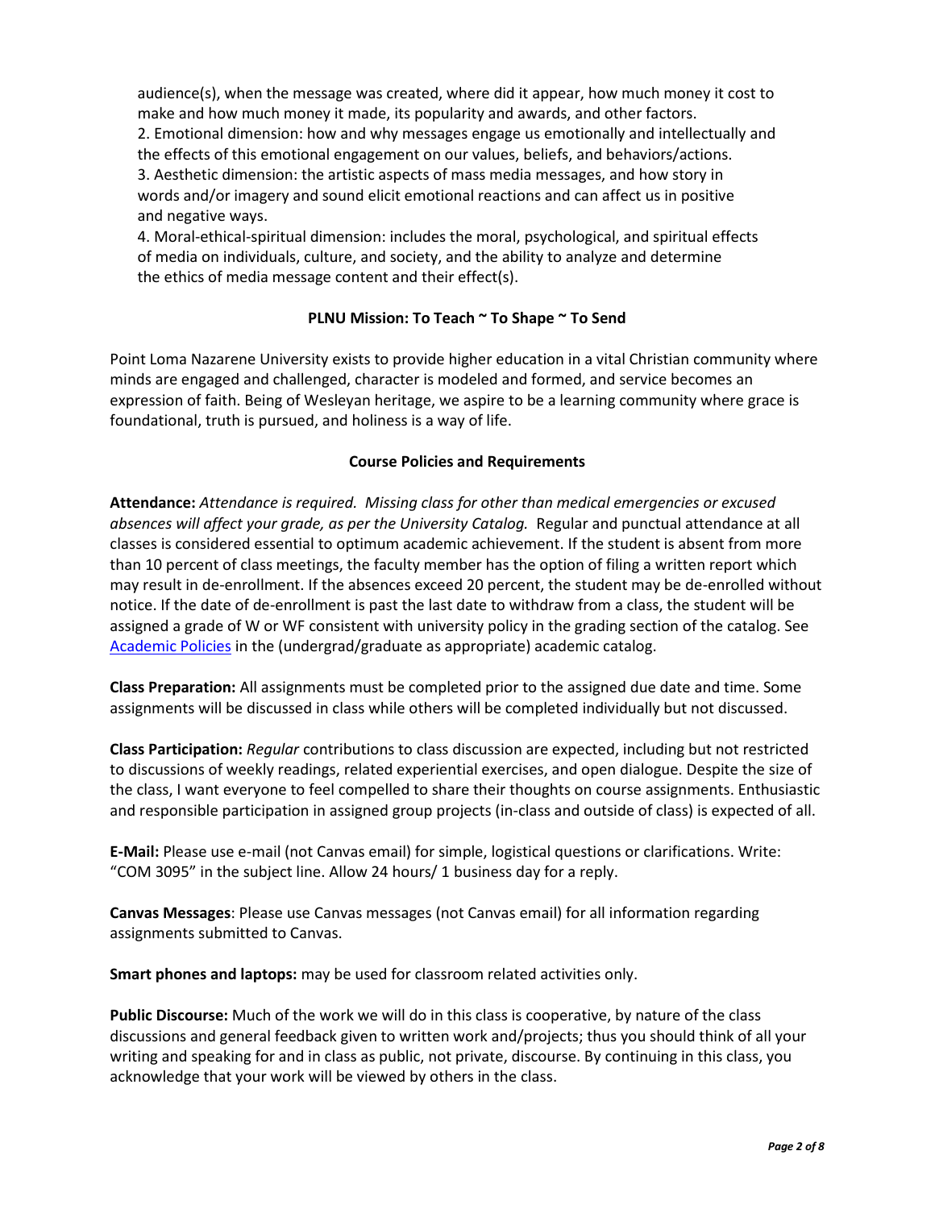audience(s), when the message was created, where did it appear, how much money it cost to make and how much money it made, its popularity and awards, and other factors.
2. Emotional dimension: how and why messages engage us emotionally and intellectually and the effects of this emotional engagement on our values, beliefs, and behaviors/actions.
3. Aesthetic dimension: the artistic aspects of mass media messages, and how story in words and/or imagery and sound elicit emotional reactions and can affect us in positive and negative ways.
4. Moral-ethical-spiritual dimension: includes the moral, psychological, and spiritual effects of media on individuals, culture, and society, and the ability to analyze and determine the ethics of media message content and their effect(s).

## PLNU Mission: To Teach ~ To Shape ~ To Send

Point Loma Nazarene University exists to provide higher education in a vital Christian community where minds are engaged and challenged, character is modeled and formed, and service becomes an expression of faith. Being of Wesleyan heritage, we aspire to be a learning community where grace is foundational, truth is pursued, and holiness is a way of life.

## Course Policies and Requirements

**Attendance:** *Attendance is required. Missing class for other than medical emergencies or excused absences will affect your grade, as per the University Catalog.* Regular and punctual attendance at all classes is considered essential to optimum academic achievement. If the student is absent from more than 10 percent of class meetings, the faculty member has the option of filing a written report which may result in de-enrollment. If the absences exceed 20 percent, the student may be de-enrolled without notice. If the date of de-enrollment is past the last date to withdraw from a class, the student will be assigned a grade of W or WF consistent with university policy in the grading section of the catalog. See Academic Policies in the (undergrad/graduate as appropriate) academic catalog.

**Class Preparation:** All assignments must be completed prior to the assigned due date and time. Some assignments will be discussed in class while others will be completed individually but not discussed.

**Class Participation:** *Regular* contributions to class discussion are expected, including but not restricted to discussions of weekly readings, related experiential exercises, and open dialogue. Despite the size of the class, I want everyone to feel compelled to share their thoughts on course assignments. Enthusiastic and responsible participation in assigned group projects (in-class and outside of class) is expected of all.

**E-Mail:** Please use e-mail (not Canvas email) for simple, logistical questions or clarifications. Write: "COM 3095" in the subject line. Allow 24 hours/ 1 business day for a reply.

**Canvas Messages**: Please use Canvas messages (not Canvas email) for all information regarding assignments submitted to Canvas.

**Smart phones and laptops:** may be used for classroom related activities only.

**Public Discourse:** Much of the work we will do in this class is cooperative, by nature of the class discussions and general feedback given to written work and/projects; thus you should think of all your writing and speaking for and in class as public, not private, discourse. By continuing in this class, you acknowledge that your work will be viewed by others in the class.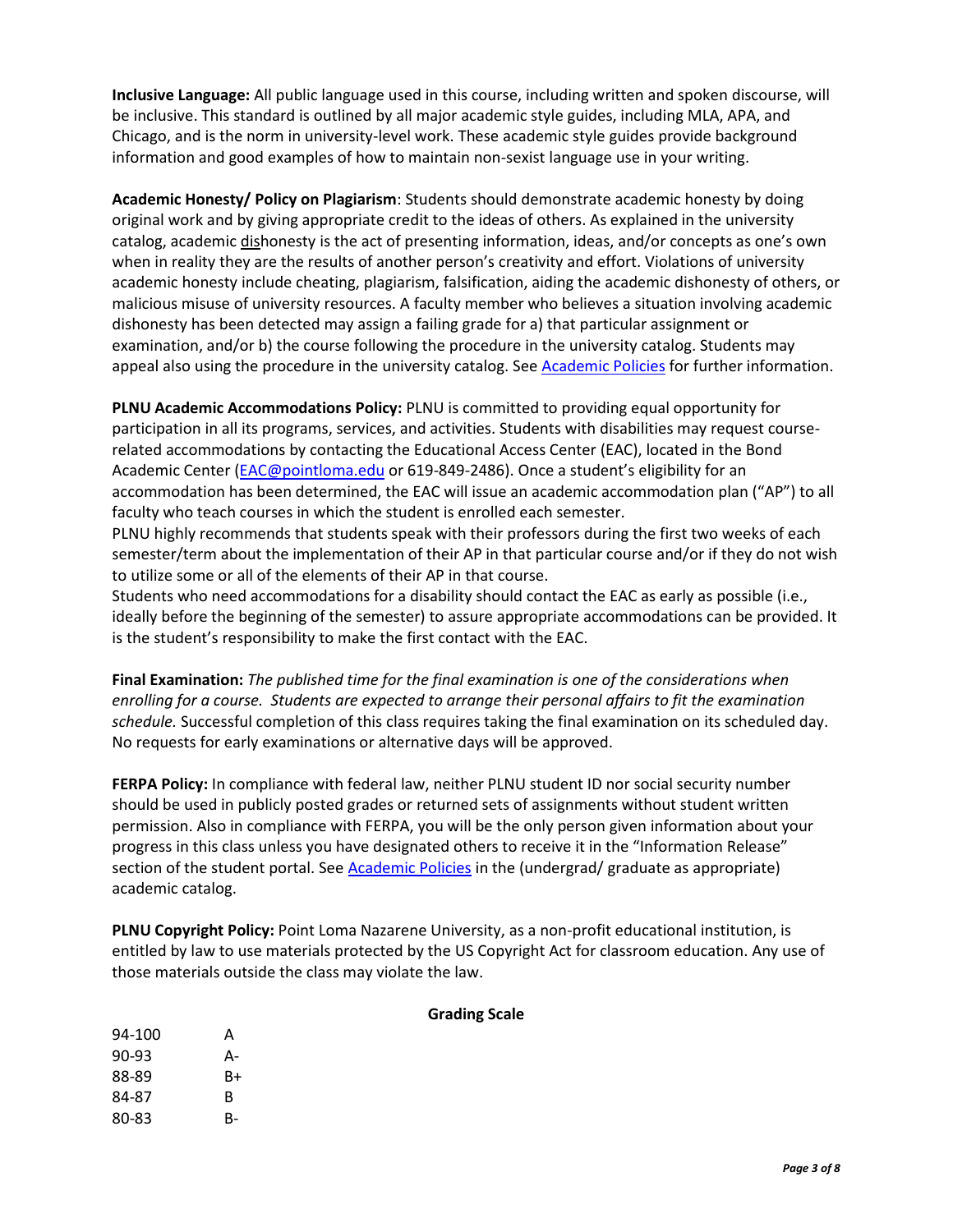**Inclusive Language:** All public language used in this course, including written and spoken discourse, will be inclusive. This standard is outlined by all major academic style guides, including MLA, APA, and Chicago, and is the norm in university-level work. These academic style guides provide background information and good examples of how to maintain non-sexist language use in your writing.

**Academic Honesty/ Policy on Plagiarism**: Students should demonstrate academic honesty by doing original work and by giving appropriate credit to the ideas of others. As explained in the university catalog, academic dishonesty is the act of presenting information, ideas, and/or concepts as one's own when in reality they are the results of another person's creativity and effort. Violations of university academic honesty include cheating, plagiarism, falsification, aiding the academic dishonesty of others, or malicious misuse of university resources. A faculty member who believes a situation involving academic dishonesty has been detected may assign a failing grade for a) that particular assignment or examination, and/or b) the course following the procedure in the university catalog. Students may appeal also using the procedure in the university catalog. See Academic Policies for further information.

**PLNU Academic Accommodations Policy:** PLNU is committed to providing equal opportunity for participation in all its programs, services, and activities. Students with disabilities may request course-related accommodations by contacting the Educational Access Center (EAC), located in the Bond Academic Center (EAC@pointloma.edu or 619-849-2486). Once a student's eligibility for an accommodation has been determined, the EAC will issue an academic accommodation plan ("AP") to all faculty who teach courses in which the student is enrolled each semester.
PLNU highly recommends that students speak with their professors during the first two weeks of each semester/term about the implementation of their AP in that particular course and/or if they do not wish to utilize some or all of the elements of their AP in that course.
Students who need accommodations for a disability should contact the EAC as early as possible (i.e., ideally before the beginning of the semester) to assure appropriate accommodations can be provided. It is the student's responsibility to make the first contact with the EAC.

**Final Examination:** *The published time for the final examination is one of the considerations when enrolling for a course. Students are expected to arrange their personal affairs to fit the examination schedule.* Successful completion of this class requires taking the final examination on its scheduled day. No requests for early examinations or alternative days will be approved.

**FERPA Policy:** In compliance with federal law, neither PLNU student ID nor social security number should be used in publicly posted grades or returned sets of assignments without student written permission. Also in compliance with FERPA, you will be the only person given information about your progress in this class unless you have designated others to receive it in the "Information Release" section of the student portal. See Academic Policies in the (undergrad/ graduate as appropriate) academic catalog.

**PLNU Copyright Policy:** Point Loma Nazarene University, as a non-profit educational institution, is entitled by law to use materials protected by the US Copyright Act for classroom education. Any use of those materials outside the class may violate the law.

**Grading Scale**

| | |
|---|---|
| 94-100 | A |
| 90-93 | A- |
| 88-89 | B+ |
| 84-87 | B |
| 80-83 | B- |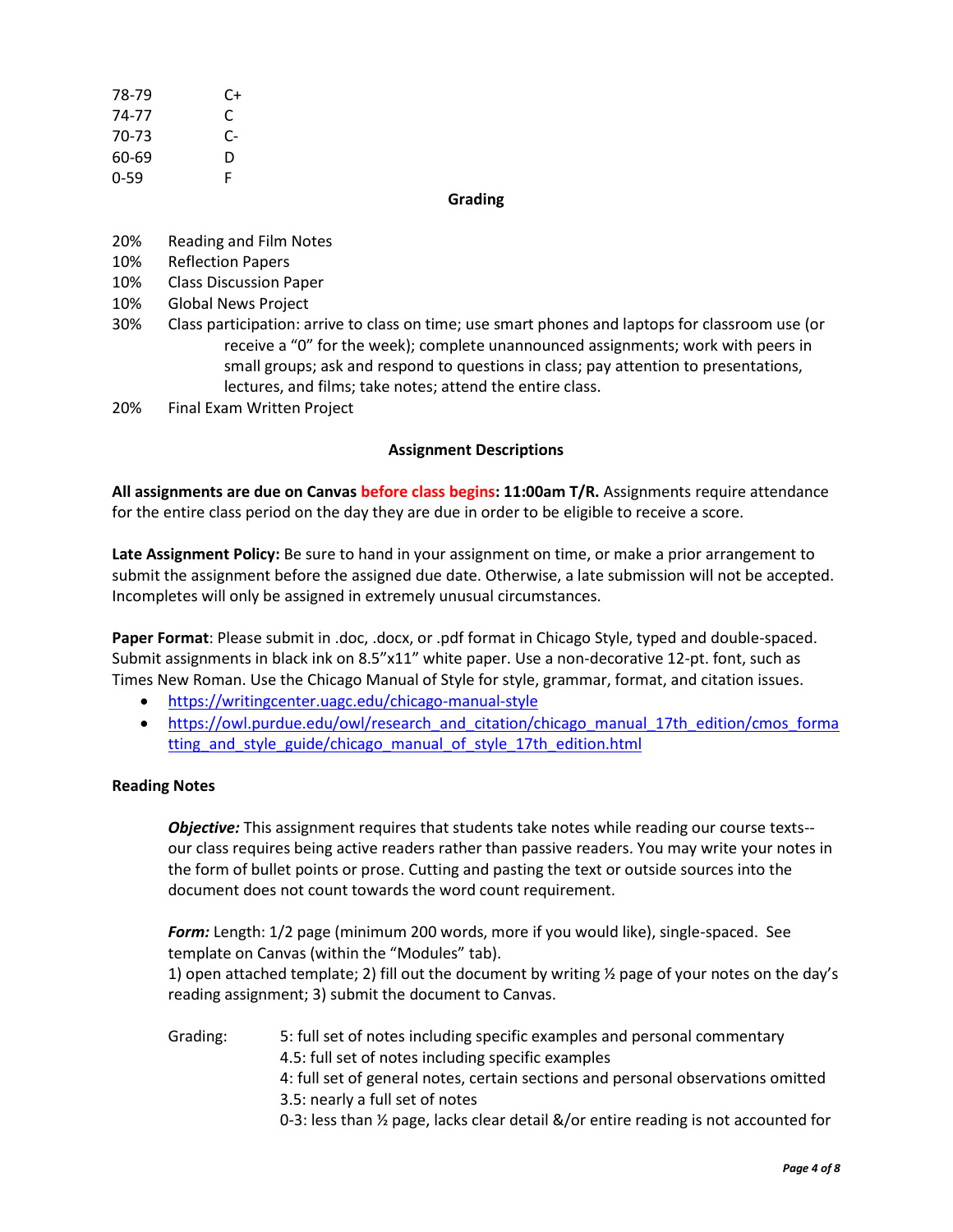| | |
|---|---|
| 78-79 | C+ |
| 74-77 | C |
| 70-73 | C- |
| 60-69 | D |
| 0-59 | F |

## Grading

| | |
|---|---|
| 20% | Reading and Film Notes |
| 10% | Reflection Papers |
| 10% | Class Discussion Paper |
| 10% | Global News Project |
| 30% | Class participation: arrive to class on time; use smart phones and laptops for classroom use (or receive a "0" for the week); complete unannounced assignments; work with peers in small groups; ask and respond to questions in class; pay attention to presentations, lectures, and films; take notes; attend the entire class. |
| 20% | Final Exam Written Project |

## Assignment Descriptions

**All assignments are due on Canvas before class begins: 11:00am T/R.** Assignments require attendance for the entire class period on the day they are due in order to be eligible to receive a score.

**Late Assignment Policy:** Be sure to hand in your assignment on time, or make a prior arrangement to submit the assignment before the assigned due date. Otherwise, a late submission will not be accepted. Incompletes will only be assigned in extremely unusual circumstances.

**Paper Format**: Please submit in .doc, .docx, or .pdf format in Chicago Style, typed and double-spaced. Submit assignments in black ink on 8.5"x11" white paper. Use a non-decorative 12-pt. font, such as Times New Roman. Use the Chicago Manual of Style for style, grammar, format, and citation issues.

- https://writingcenter.uagc.edu/chicago-manual-style
- https://owl.purdue.edu/owl/research_and_citation/chicago_manual_17th_edition/cmos_formatting_and_style_guide/chicago_manual_of_style_17th_edition.html

### Reading Notes

***Objective:*** This assignment requires that students take notes while reading our course texts--our class requires being active readers rather than passive readers. You may write your notes in the form of bullet points or prose. Cutting and pasting the text or outside sources into the document does not count towards the word count requirement.

***Form:*** Length: 1/2 page (minimum 200 words, more if you would like), single-spaced. See template on Canvas (within the "Modules" tab).
1) open attached template; 2) fill out the document by writing ½ page of your notes on the day's reading assignment; 3) submit the document to Canvas.

Grading:

- 5: full set of notes including specific examples and personal commentary
- 4.5: full set of notes including specific examples
- 4: full set of general notes, certain sections and personal observations omitted
- 3.5: nearly a full set of notes
- 0-3: less than ½ page, lacks clear detail &/or entire reading is not accounted for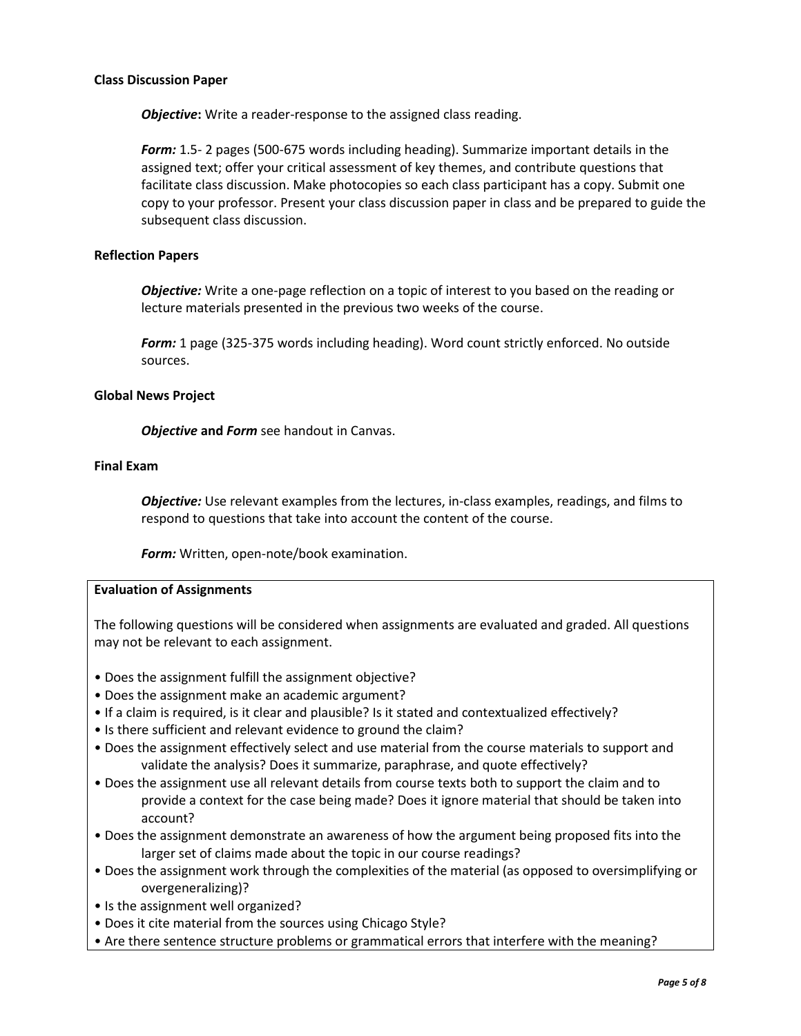**Class Discussion Paper**

> ***Objective*:** Write a reader-response to the assigned class reading.
>
> ***Form:*** 1.5- 2 pages (500-675 words including heading). Summarize important details in the assigned text; offer your critical assessment of key themes, and contribute questions that facilitate class discussion. Make photocopies so each class participant has a copy. Submit one copy to your professor. Present your class discussion paper in class and be prepared to guide the subsequent class discussion.

**Reflection Papers**

> ***Objective:*** Write a one-page reflection on a topic of interest to you based on the reading or lecture materials presented in the previous two weeks of the course.
>
> ***Form:*** 1 page (325-375 words including heading). Word count strictly enforced. No outside sources.

**Global News Project**

> ***Objective*** **and** ***Form*** see handout in Canvas.

**Final Exam**

> ***Objective:*** Use relevant examples from the lectures, in-class examples, readings, and films to respond to questions that take into account the content of the course.
>
> ***Form:*** Written, open-note/book examination.

**Evaluation of Assignments**

The following questions will be considered when assignments are evaluated and graded. All questions may not be relevant to each assignment.

- Does the assignment fulfill the assignment objective?
- Does the assignment make an academic argument?
- If a claim is required, is it clear and plausible? Is it stated and contextualized effectively?
- Is there sufficient and relevant evidence to ground the claim?
- Does the assignment effectively select and use material from the course materials to support and validate the analysis? Does it summarize, paraphrase, and quote effectively?
- Does the assignment use all relevant details from course texts both to support the claim and to provide a context for the case being made? Does it ignore material that should be taken into account?
- Does the assignment demonstrate an awareness of how the argument being proposed fits into the larger set of claims made about the topic in our course readings?
- Does the assignment work through the complexities of the material (as opposed to oversimplifying or overgeneralizing)?
- Is the assignment well organized?
- Does it cite material from the sources using Chicago Style?
- Are there sentence structure problems or grammatical errors that interfere with the meaning?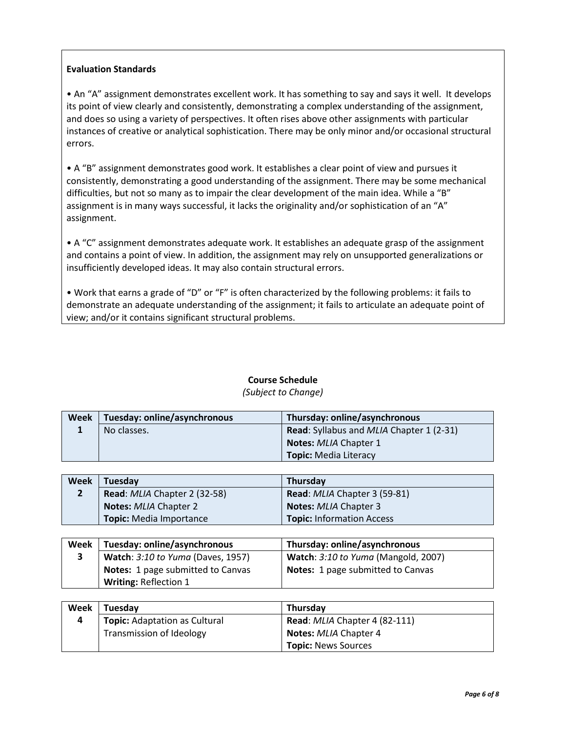**Evaluation Standards**

• An "A" assignment demonstrates excellent work. It has something to say and says it well. It develops its point of view clearly and consistently, demonstrating a complex understanding of the assignment, and does so using a variety of perspectives. It often rises above other assignments with particular instances of creative or analytical sophistication. There may be only minor and/or occasional structural errors.

• A "B" assignment demonstrates good work. It establishes a clear point of view and pursues it consistently, demonstrating a good understanding of the assignment. There may be some mechanical difficulties, but not so many as to impair the clear development of the main idea. While a "B" assignment is in many ways successful, it lacks the originality and/or sophistication of an "A" assignment.

• A "C" assignment demonstrates adequate work. It establishes an adequate grasp of the assignment and contains a point of view. In addition, the assignment may rely on unsupported generalizations or insufficiently developed ideas. It may also contain structural errors.

• Work that earns a grade of "D" or "F" is often characterized by the following problems: it fails to demonstrate an adequate understanding of the assignment; it fails to articulate an adequate point of view; and/or it contains significant structural problems.

## Course Schedule

*(Subject to Change)*

| Week | Tuesday: online/asynchronous | Thursday: online/asynchronous |
|---|---|---|
| 1 | No classes. | **Read**: Syllabus and *MLIA* Chapter 1 (2-31)<br>**Notes:** *MLIA* Chapter 1<br>**Topic:** Media Literacy |

| Week | Tuesday | Thursday |
|---|---|---|
| 2 | **Read**: *MLIA* Chapter 2 (32-58)<br>**Notes:** *MLIA* Chapter 2<br>**Topic:** Media Importance | **Read**: *MLIA* Chapter 3 (59-81)<br>**Notes:** *MLIA* Chapter 3<br>**Topic:** Information Access |

| Week | Tuesday: online/asynchronous | Thursday: online/asynchronous |
|---|---|---|
| 3 | **Watch**: *3:10 to Yuma* (Daves, 1957)<br>**Notes:** 1 page submitted to Canvas<br>**Writing:** Reflection 1 | **Watch**: *3:10 to Yuma* (Mangold, 2007)<br>**Notes:** 1 page submitted to Canvas |

| Week | Tuesday | Thursday |
|---|---|---|
| 4 | **Topic:** Adaptation as Cultural Transmission of Ideology | **Read**: *MLIA* Chapter 4 (82-111)<br>**Notes:** *MLIA* Chapter 4<br>**Topic:** News Sources |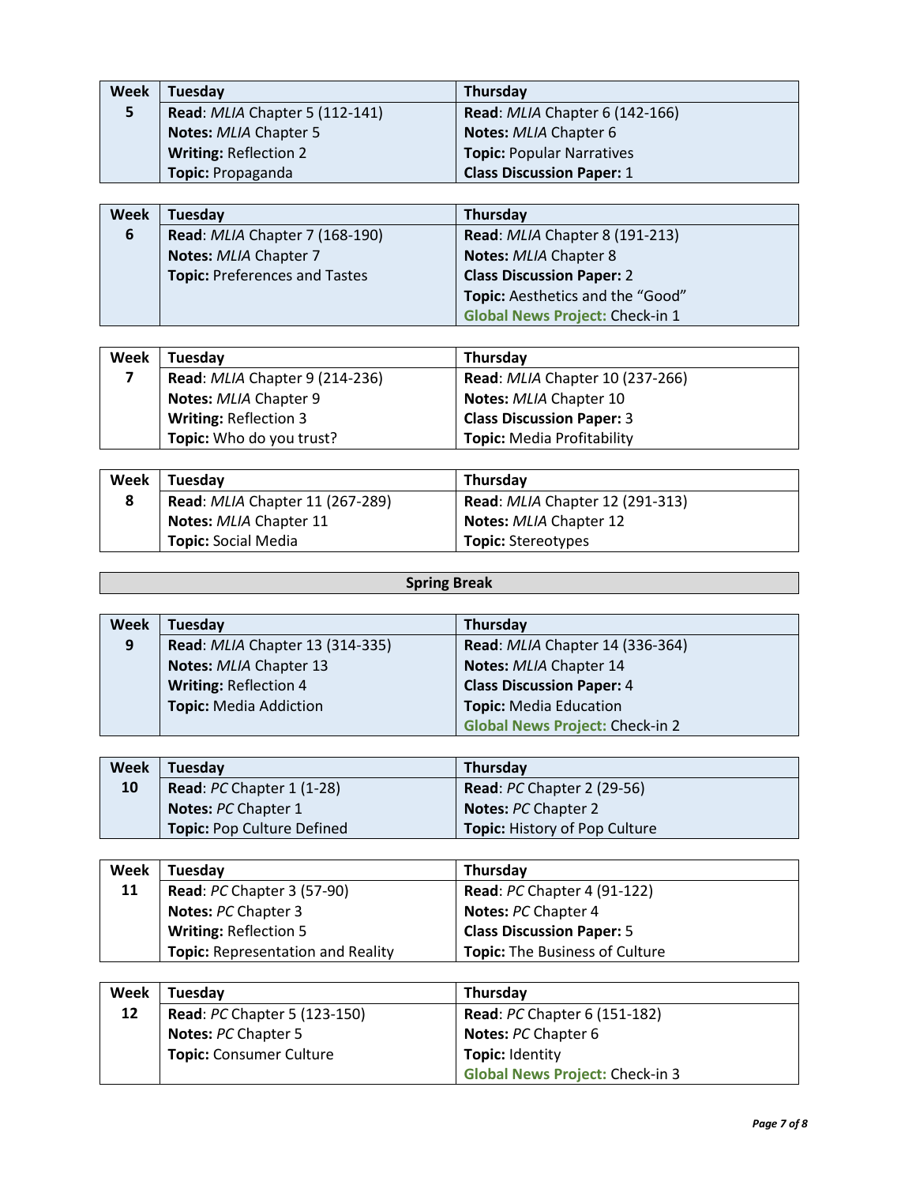| Week | Tuesday | Thursday |
|---|---|---|
| **5** | **Read**: *MLIA* Chapter 5 (112-141)<br>**Notes:** *MLIA* Chapter 5<br>**Writing:** Reflection 2<br>**Topic:** Propaganda | **Read**: *MLIA* Chapter 6 (142-166)<br>**Notes:** *MLIA* Chapter 6<br>**Topic:** Popular Narratives<br>**Class Discussion Paper:** 1 |

| Week | Tuesday | Thursday |
|---|---|---|
| **6** | **Read**: *MLIA* Chapter 7 (168-190)<br>**Notes:** *MLIA* Chapter 7<br>**Topic:** Preferences and Tastes | **Read**: *MLIA* Chapter 8 (191-213)<br>**Notes:** *MLIA* Chapter 8<br>**Class Discussion Paper:** 2<br>**Topic:** Aesthetics and the "Good"<br>**Global News Project:** Check-in 1 |

| Week | Tuesday | Thursday |
|---|---|---|
| **7** | **Read**: *MLIA* Chapter 9 (214-236)<br>**Notes:** *MLIA* Chapter 9<br>**Writing:** Reflection 3<br>**Topic:** Who do you trust? | **Read**: *MLIA* Chapter 10 (237-266)<br>**Notes:** *MLIA* Chapter 10<br>**Class Discussion Paper:** 3<br>**Topic:** Media Profitability |

| Week | Tuesday | Thursday |
|---|---|---|
| **8** | **Read**: *MLIA* Chapter 11 (267-289)<br>**Notes:** *MLIA* Chapter 11<br>**Topic:** Social Media | **Read**: *MLIA* Chapter 12 (291-313)<br>**Notes:** *MLIA* Chapter 12<br>**Topic:** Stereotypes |

**Spring Break**

| Week | Tuesday | Thursday |
|---|---|---|
| **9** | **Read**: *MLIA* Chapter 13 (314-335)<br>**Notes:** *MLIA* Chapter 13<br>**Writing:** Reflection 4<br>**Topic:** Media Addiction | **Read**: *MLIA* Chapter 14 (336-364)<br>**Notes:** *MLIA* Chapter 14<br>**Class Discussion Paper:** 4<br>**Topic:** Media Education<br>**Global News Project:** Check-in 2 |

| Week | Tuesday | Thursday |
|---|---|---|
| **10** | **Read**: *PC* Chapter 1 (1-28)<br>**Notes:** *PC* Chapter 1<br>**Topic:** Pop Culture Defined | **Read**: *PC* Chapter 2 (29-56)<br>**Notes:** *PC* Chapter 2<br>**Topic:** History of Pop Culture |

| Week | Tuesday | Thursday |
|---|---|---|
| **11** | **Read**: *PC* Chapter 3 (57-90)<br>**Notes:** *PC* Chapter 3<br>**Writing:** Reflection 5<br>**Topic:** Representation and Reality | **Read**: *PC* Chapter 4 (91-122)<br>**Notes:** *PC* Chapter 4<br>**Class Discussion Paper:** 5<br>**Topic:** The Business of Culture |

| Week | Tuesday | Thursday |
|---|---|---|
| **12** | **Read**: *PC* Chapter 5 (123-150)<br>**Notes:** *PC* Chapter 5<br>**Topic:** Consumer Culture | **Read**: *PC* Chapter 6 (151-182)<br>**Notes:** *PC* Chapter 6<br>**Topic:** Identity<br>**Global News Project:** Check-in 3 |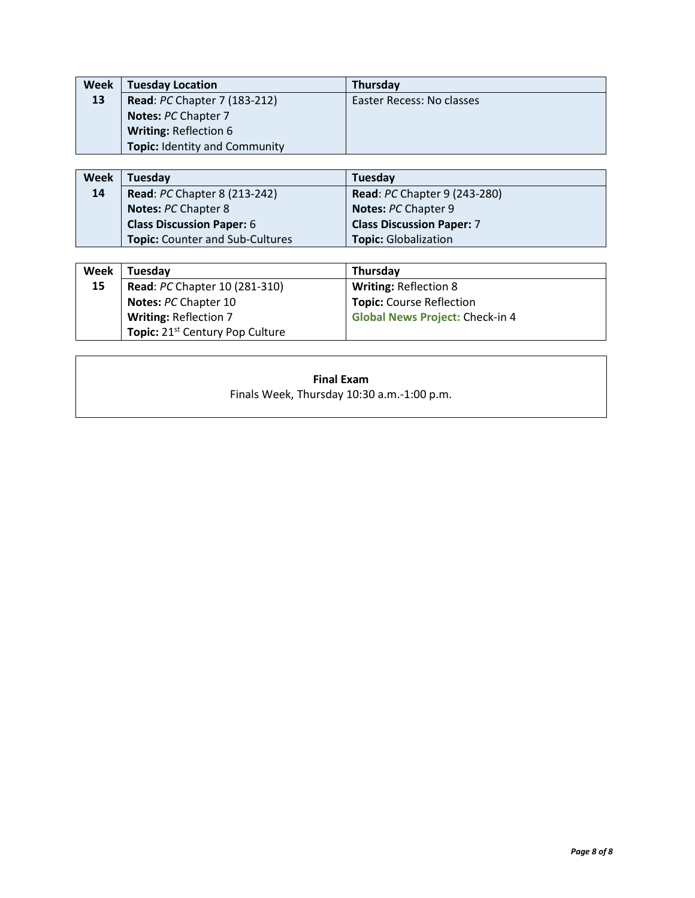| Week | Tuesday Location | Thursday |
|---|---|---|
| **13** | **Read**: *PC* Chapter 7 (183-212)<br>**Notes:** *PC* Chapter 7<br>**Writing:** Reflection 6<br>**Topic:** Identity and Community | Easter Recess: No classes |

| Week | Tuesday | Tuesday |
|---|---|---|
| **14** | **Read**: *PC* Chapter 8 (213-242)<br>**Notes:** *PC* Chapter 8<br>**Class Discussion Paper:** 6<br>**Topic:** Counter and Sub-Cultures | **Read**: *PC* Chapter 9 (243-280)<br>**Notes:** *PC* Chapter 9<br>**Class Discussion Paper:** 7<br>**Topic:** Globalization |

| Week | Tuesday | Thursday |
|---|---|---|
| **15** | **Read**: *PC* Chapter 10 (281-310)<br>**Notes:** *PC* Chapter 10<br>**Writing:** Reflection 7<br>**Topic:** 21st Century Pop Culture | **Writing:** Reflection 8<br>**Topic:** Course Reflection<br>**Global News Project:** Check-in 4 |

**Final Exam**

Finals Week, Thursday 10:30 a.m.-1:00 p.m.